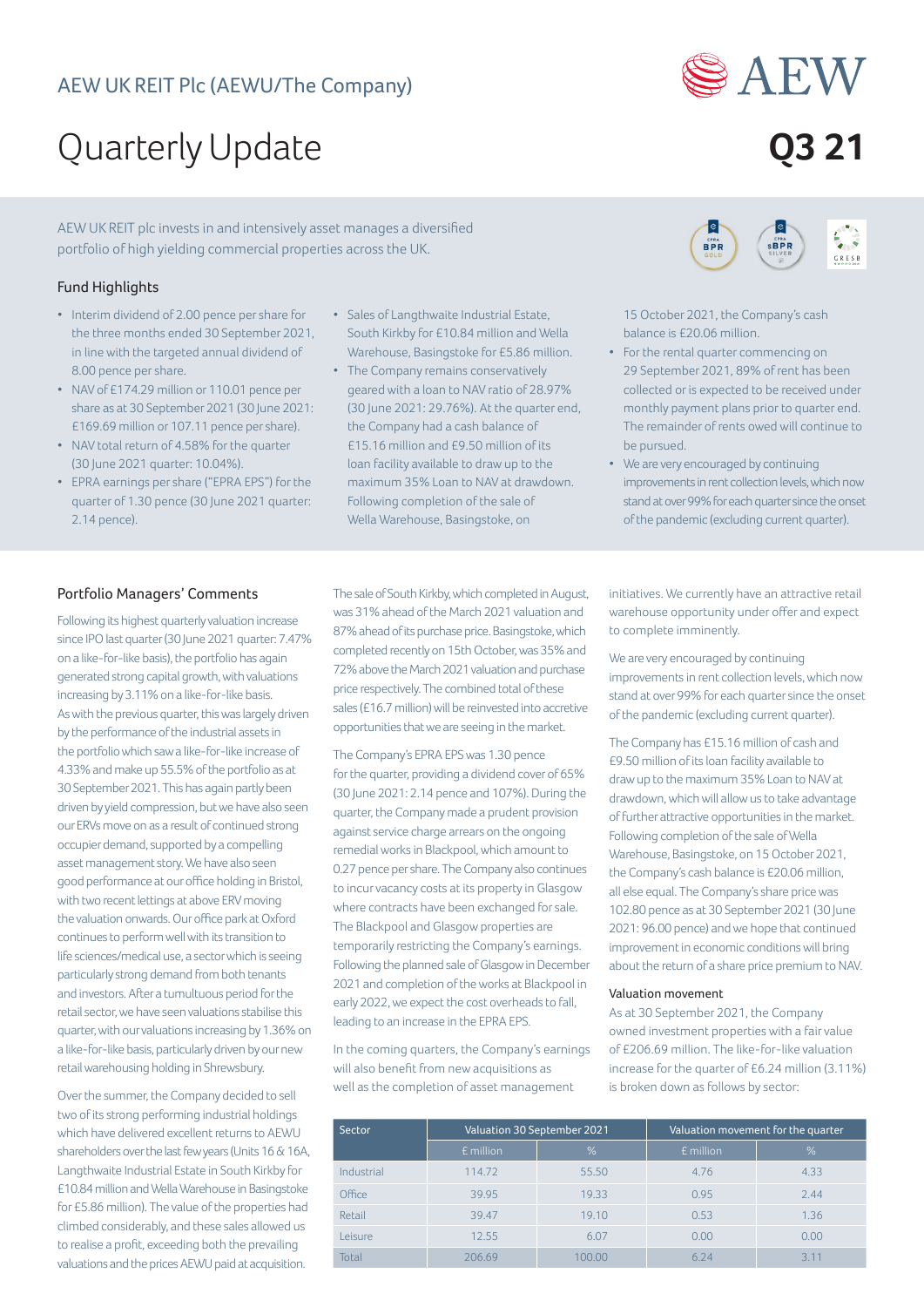AEW UK REIT Plc (AEWU/The Company)

# Quarterly Update

**Q3 21**

AEW UK REIT plc invests in and intensively asset manages a diversified portfolio of high yielding commercial properties across the UK.

## Fund Highlights

- Interim dividend of 2.00 pence per share for the three months ended 30 September 2021, in line with the targeted annual dividend of 8.00 pence per share.
- NAV of £174.29 million or 110.01 pence per share as at 30 September 2021 (30 June 2021: £169.69 million or 107.11 pence per share).
- NAV total return of 4.58% for the quarter (30 June 2021 quarter: 10.04%).
- EPRA earnings per share ("EPRA EPS") for the quarter of 1.30 pence (30 June 2021 quarter: 2.14 pence).
- Sales of Langthwaite Industrial Estate, South Kirkby for £10.84 million and Wella Warehouse, Basingstoke for £5.86 million.
- The Company remains conservatively geared with a loan to NAV ratio of 28.97% (30 June 2021: 29.76%). At the quarter end, the Company had a cash balance of £15.16 million and £9.50 million of its loan facility available to draw up to the maximum 35% Loan to NAV at drawdown. Following completion of the sale of Wella Warehouse, Basingstoke, on 15 October 2021, the Company's cash balance is £20.06 million.
- For the rental quarter commencing on 29 September 2021, 89% of rent has been collected or is expected to be received under monthly payment plans prior to quarter end. The remainder of rents owed will continue to be pursued.
- We are very encouraged by continuing improvements in rent collection levels, which now stand at over 99% for each quarter since the onset of the pandemic (excluding current quarter).

## Portfolio Managers' Comments

Following its highest quarterly valuation increase since IPO last quarter (30 June 2021 quarter: 7.47% on a like-for-like basis), the portfolio has again generated strong capital growth, with valuations increasing by 3.11% on a like-for-like basis. As with the previous quarter, this was largely driven by the performance of the industrial assets in the portfolio which saw a like-for-like increase of 4.33% and make up 55.5% of the portfolio as at 30 September 2021. This has again partly been driven by yield compression, but we have also seen our ERVs move on as a result of continued strong occupier demand, supported by a compelling asset management story. We have also seen good performance at our office holding in Bristol, with two recent lettings at above ERV moving the valuation onwards. Our office park at Oxford continues to perform well with its transition to life sciences/medical use, a sector which is seeing particularly strong demand from both tenants and investors. After a tumultuous period for the retail sector, we have seen valuations stabilise this quarter, with our valuations increasing by 1.36% on a like-for-like basis, particularly driven by our new retail warehousing holding in Shrewsbury.

Over the summer, the Company decided to sell two of its strong performing industrial holdings which have delivered excellent returns to AEWU shareholders over the last few years (Units 16 & 16A, Langthwaite Industrial Estate in South Kirkby for £10.84 million and Wella Warehouse in Basingstoke for £5.86 million). The value of the properties had climbed considerably, and these sales allowed us to realise a profit, exceeding both the prevailing valuations and the prices AEWU paid at acquisition. The sale of South Kirkby, which completed in August, was 31% ahead of the March 2021 valuation and 87% ahead of its purchase price. Basingstoke, which completed recently on 15th October, was 35% and 72% above the March 2021 valuation and purchase price respectively. The combined total of these sales (£16.7 million) will be reinvested into accretive opportunities that we are seeing in the market.

The Company's EPRA EPS was 1.30 pence for the quarter, providing a dividend cover of 65% (30 June 2021: 2.14 pence and 107%). During the quarter, the Company made a prudent provision against service charge arrears on the ongoing remedial works in Blackpool, which amount to 0.27 pence per share. The Company also continues to incur vacancy costs at its property in Glasgow where contracts have been exchanged for sale. The Blackpool and Glasgow properties are temporarily restricting the Company's earnings. Following the planned sale of Glasgow in December 2021 and completion of the works at Blackpool in early 2022, we expect the cost overheads to fall, leading to an increase in the EPRA EPS.

In the coming quarters, the Company's earnings will also benefit from new acquisitions as well as the completion of asset management initiatives. We currently have an attractive retail warehouse opportunity under offer and expect to complete imminently.

We are very encouraged by continuing improvements in rent collection levels, which now stand at over 99% for each quarter since the onset of the pandemic (excluding current quarter).

The Company has £15.16 million of cash and £9.50 million of its loan facility available to draw up to the maximum 35% Loan to NAV at drawdown, which will allow us to take advantage of further attractive opportunities in the market. Following completion of the sale of Wella Warehouse, Basingstoke, on 15 October 2021, the Company's cash balance is £20.06 million, all else equal. The Company's share price was 102.80 pence as at 30 September 2021 (30 June 2021: 96.00 pence) and we hope that continued improvement in economic conditions will bring about the return of a share price premium to NAV.

### Valuation movement

As at 30 September 2021, the Company owned investment properties with a fair value of £206.69 million. The like-for-like valuation increase for the quarter of £6.24 million (3.11%) is broken down as follows by sector:

| Sector | Valuation 30 September 2021 | | Valuation movement for the quarter | |
|---|---|---|---|---|
| | £ million | % | £ million | % |
| Industrial | 114.72 | 55.50 | 4.76 | 4.33 |
| Office | 39.95 | 19.33 | 0.95 | 2.44 |
| Retail | 39.47 | 19.10 | 0.53 | 1.36 |
| Leisure | 12.55 | 6.07 | 0.00 | 0.00 |
| Total | 206.69 | 100.00 | 6.24 | 3.11 |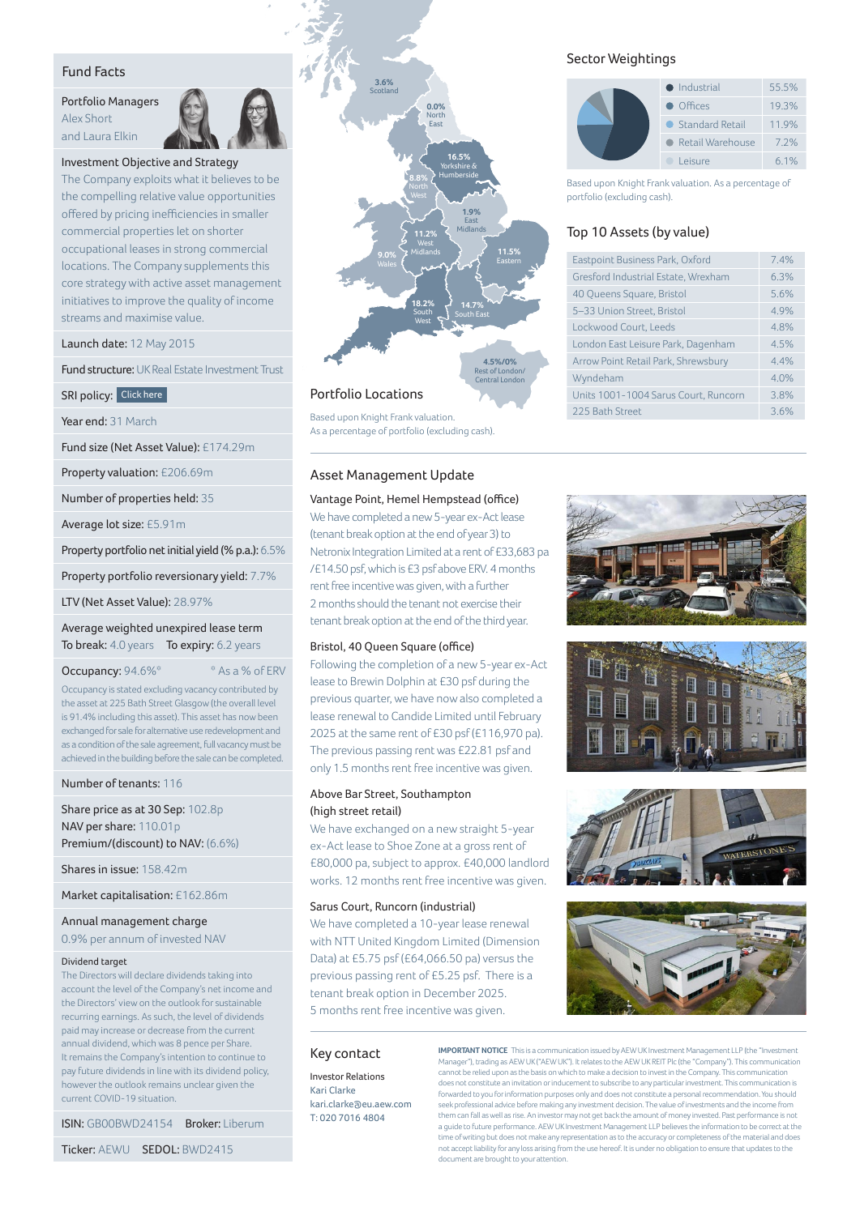## Fund Facts

**Portfolio Managers**
Alex Short
and Laura Elkin

**Investment Objective and Strategy**
The Company exploits what it believes to be the compelling relative value opportunities offered by pricing inefficiencies in smaller commercial properties let on shorter occupational leases in strong commercial locations. The Company supplements this core strategy with active asset management initiatives to improve the quality of income streams and maximise value.

**Launch date:** 12 May 2015

**Fund structure:** UK Real Estate Investment Trust

**SRI policy:** Click here

**Year end:** 31 March

**Fund size (Net Asset Value):** £174.29m

**Property valuation:** £206.69m

**Number of properties held:** 35

**Average lot size:** £5.91m

**Property portfolio net initial yield (% p.a.):** 6.5%

**Property portfolio reversionary yield:** 7.7%

**LTV (Net Asset Value):** 28.97%

**Average weighted unexpired lease term**
To break: 4.0 years To expiry: 6.2 years

**Occupancy:** 94.6%* * As a % of ERV

Occupancy is stated excluding vacancy contributed by the asset at 225 Bath Street Glasgow (the overall level is 91.4% including this asset). This asset has now been exchanged for sale for alternative use redevelopment and as a condition of the sale agreement, full vacancy must be achieved in the building before the sale can be completed.

**Number of tenants:** 116

**Share price as at 30 Sep:** 102.8p
**NAV per share:** 110.01p
**Premium/(discount) to NAV:** (6.6%)

**Shares in issue:** 158.42m

**Market capitalisation:** £162.86m

**Annual management charge**
0.9% per annum of invested NAV

**Dividend target**
The Directors will declare dividends taking into account the level of the Company's net income and the Directors' view on the outlook for sustainable recurring earnings. As such, the level of dividends paid may increase or decrease from the current annual dividend, which was 8 pence per Share. It remains the Company's intention to continue to pay future dividends in line with its dividend policy, however the outlook remains unclear given the current COVID-19 situation.

**ISIN:** GB00BWD24154 **Broker:** Liberum

**Ticker:** AEWU **SEDOL:** BWD2415

## Portfolio Locations

3.6% Scotland
0.0% North East
16.5% Yorkshire & Humberside
8.8% North West
1.9% East Midlands
11.2% West Midlands
9.0% Wales
11.5% Eastern
18.2% South West
14.7% South East
4.5%/0% Rest of London/ Central London

Based upon Knight Frank valuation. As a percentage of portfolio (excluding cash).

## Sector Weightings

Industrial 55.5%
Offices 19.3%
Standard Retail 11.9%
Retail Warehouse 7.2%
Leisure 6.1%

Based upon Knight Frank valuation. As a percentage of portfolio (excluding cash).

## Top 10 Assets (by value)

| | |
|---|---|
| Eastpoint Business Park, Oxford | 7.4% |
| Gresford Industrial Estate, Wrexham | 6.3% |
| 40 Queens Square, Bristol | 5.6% |
| 5–33 Union Street, Bristol | 4.9% |
| Lockwood Court, Leeds | 4.8% |
| London East Leisure Park, Dagenham | 4.5% |
| Arrow Point Retail Park, Shrewsbury | 4.4% |
| Wyndeham | 4.0% |
| Units 1001-1004 Sarus Court, Runcorn | 3.8% |
| 225 Bath Street | 3.6% |

## Asset Management Update

**Vantage Point, Hemel Hempstead (office)**
We have completed a new 5-year ex-Act lease (tenant break option at the end of year 3) to Netronix Integration Limited at a rent of £33,683 pa /£14.50 psf, which is £3 psf above ERV. 4 months rent free incentive was given, with a further 2 months should the tenant not exercise their tenant break option at the end of the third year.

**Bristol, 40 Queen Square (office)**
Following the completion of a new 5-year ex-Act lease to Brewin Dolphin at £30 psf during the previous quarter, we have now also completed a lease renewal to Candide Limited until February 2025 at the same rent of £30 psf (£116,970 pa). The previous passing rent was £22.81 psf and only 1.5 months rent free incentive was given.

**Above Bar Street, Southampton (high street retail)**
We have exchanged on a new straight 5-year ex-Act lease to Shoe Zone at a gross rent of £80,000 pa, subject to approx. £40,000 landlord works. 12 months rent free incentive was given.

**Sarus Court, Runcorn (industrial)**
We have completed a 10-year lease renewal with NTT United Kingdom Limited (Dimension Data) at £5.75 psf (£64,066.50 pa) versus the previous passing rent of £5.25 psf. There is a tenant break option in December 2025. 5 months rent free incentive was given.

## Key contact

Investor Relations
Kari Clarke
kari.clarke@eu.aew.com
T: 020 7016 4804

**IMPORTANT NOTICE** This is a communication issued by AEW UK Investment Management LLP (the "Investment Manager"), trading as AEW UK ("AEW UK"). It relates to the AEW UK REIT Plc (the "Company"). This communication cannot be relied upon as the basis on which to make a decision to invest in the Company. This communication does not constitute an invitation or inducement to subscribe to any particular investment. This communication is forwarded to you for information purposes only and does not constitute a personal recommendation. You should seek professional advice before making any investment decision. The value of investments and the income from them can fall as well as rise. An investor may not get back the amount of money invested. Past performance is not a guide to future performance. AEW UK Investment Management LLP believes the information to be correct at the time of writing but does not make any representation as to the accuracy or completeness of the material and does not accept liability for any loss arising from the use hereof. It is under no obligation to ensure that updates to the document are brought to your attention.